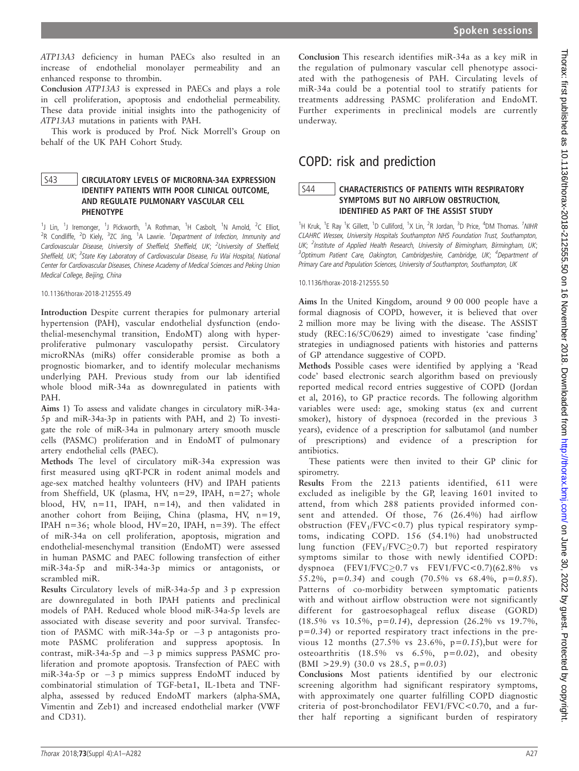*ATP13A3* deficiency in human PAECs also resulted in an increase of endothelial monolayer permeability and an enhanced response to thrombin.

**Conclusion** *ATP13A3* is expressed in PAECs and plays a role in cell proliferation, apoptosis and endothelial permeability. These data provide initial insights into the pathogenicity of *ATP13A3* mutations in patients with PAH.

This work is produced by Prof. Nick Morrell's Group on behalf of the UK PAH Cohort Study.

### S43 CIRCULATORY LEVELS OF MICRORNA-34A EXPRESSION IDENTIFY PATIENTS WITH POOR CLINICAL OUTCOME, AND REGULATE PULMONARY VASCULAR CELL PHENOTYPE

[1]J Lin, [1]J Iremonger, [1]J Pickworth, [1]A Rothman, [1]H Casbolt, [1]N Arnold, [2]C Elliot, [2]R Condliffe, [2]D Kiely, [3]ZC Jing, [1]A Lawrie. [1]*Department of Infection, Immunity and Cardiovascular Disease, University of Sheffield, Sheffield, UK;* [2]*University of Sheffield, Sheffield, UK;* [3]*State Key Laboratory of Cardiovascular Disease, Fu Wai Hospital, National Center for Cardiovascular Diseases, Chinese Academy of Medical Sciences and Peking Union Medical College, Beijing, China*

10.1136/thorax-2018-212555.49

**Introduction** Despite current therapies for pulmonary arterial hypertension (PAH), vascular endothelial dysfunction (endothelial-mesenchymal transition, EndoMT) along with hyperproliferative pulmonary vasculopathy persist. Circulatory microRNAs (miRs) offer considerable promise as both a prognostic biomarker, and to identify molecular mechanisms underlying PAH. Previous study from our lab identified whole blood miR-34a as downregulated in patients with PAH.

**Aims** 1) To assess and validate changes in circulatory miR-34a-5p and miR-34a-3p in patients with PAH, and 2) To investigate the role of miR-34a in pulmonary artery smooth muscle cells (PASMC) proliferation and in EndoMT of pulmonary artery endothelial cells (PAEC).

**Methods** The level of circulatory miR-34a expression was first measured using qRT-PCR in rodent animal models and age-sex matched healthy volunteers (HV) and IPAH patients from Sheffield, UK (plasma, HV, n=29, IPAH, n=27; whole blood, HV, n=11, IPAH, n=14), and then validated in another cohort from Beijing, China (plasma, HV, n=19, IPAH n=36; whole blood, HV=20, IPAH, n=39). The effect of miR-34a on cell proliferation, apoptosis, migration and endothelial-mesenchymal transition (EndoMT) were assessed in human PASMC and PAEC following transfection of either miR-34a-5p and miR-34a-3p mimics or antagonists, or scrambled miR.

**Results** Circulatory levels of miR-34a-5p and 3 p expression are downregulated in both IPAH patients and preclinical models of PAH. Reduced whole blood miR-34a-5p levels are associated with disease severity and poor survival. Transfection of PASMC with miR-34a-5p or −3 p antagonists promote PASMC proliferation and suppress apoptosis. In contrast, miR-34a-5p and −3 p mimics suppress PASMC proliferation and promote apoptosis. Transfection of PAEC with miR-34a-5p or −3 p mimics suppress EndoMT induced by combinatorial stimulation of TGF-beta1, IL-1beta and TNF-alpha, assessed by reduced EndoMT markers (alpha-SMA, Vimentin and Zeb1) and increased endothelial marker (VWF and CD31).

**Conclusion** This research identifies miR-34a as a key miR in the regulation of pulmonary vascular cell phenotype associated with the pathogenesis of PAH. Circulating levels of miR-34a could be a potential tool to stratify patients for treatments addressing PASMC proliferation and EndoMT. Further experiments in preclinical models are currently underway.

## COPD: risk and prediction

### S44 CHARACTERISTICS OF PATIENTS WITH RESPIRATORY SYMPTOMS BUT NO AIRFLOW OBSTRUCTION, IDENTIFIED AS PART OF THE ASSIST STUDY

[1]H Kruk, [1]E Ray [1]K Gillett, [1]D Culliford, [1]X Lin, [2]R Jordan, [3]D Price, [4]DM Thomas. [1]*NIHR CLAHRC Wessex, University Hospitals Southampton NHS Foundation Trust, Southampton, UK;* [2]*Institute of Applied Health Research, University of Birmingham, Birmingham, UK;* [3]*Optimum Patient Care, Oakington, Cambridgeshire, Cambridge, UK;* [4]*Department of Primary Care and Population Sciences, University of Southampton, Southampton, UK*

10.1136/thorax-2018-212555.50

**Aims** In the United Kingdom, around 9 00 000 people have a formal diagnosis of COPD, however, it is believed that over 2 million more may be living with the disease. The ASSIST study (REC:16/5C/0629) aimed to investigate 'case finding' strategies in undiagnosed patients with histories and patterns of GP attendance suggestive of COPD.

**Methods** Possible cases were identified by applying a 'Read code' based electronic search algorithm based on previously reported medical record entries suggestive of COPD (Jordan et al, 2016), to GP practice records. The following algorithm variables were used: age, smoking status (ex and current smoker), history of dyspnoea (recorded in the previous 3 years), evidence of a prescription for salbutamol (and number of prescriptions) and evidence of a prescription for antibiotics.

These patients were then invited to their GP clinic for spirometry.

**Results** From the 2213 patients identified, 611 were excluded as ineligible by the GP, leaving 1601 invited to attend, from which 288 patients provided informed consent and attended. Of those, 76 (26.4%) had airflow obstruction ($FEV_1/FVC<0.7$) plus typical respiratory symptoms, indicating COPD. 156 (54.1%) had unobstructed lung function ($FEV_1/FVC\geq0.7$) but reported respiratory symptoms similar to those with newly identified COPD: dyspnoea ($FEV1/FVC\geq0.7$ vs $FEV1/FVC<0.7$)(62.8% vs 55.2%, *p=0.34*) and cough (70.5% vs 68.4%, *p=0.85*). Patterns of co-morbidity between symptomatic patients with and without airflow obstruction were not significantly different for gastroesophageal reflux disease (GORD) (18.5% vs 10.5%, *p=0.14*), depression (26.2% vs 19.7%, *p=0.34*) or reported respiratory tract infections in the previous 12 months (27.5% vs 23.6%, *p=0.15*),but were for osteoarthritis (18.5% vs 6.5%, *p=0.02*), and obesity (BMI >29.9) (30.0 vs 28.5, *p=0.03*)

**Conclusions** Most patients identified by our electronic screening algorithm had significant respiratory symptoms, with approximately one quarter fulfilling COPD diagnostic criteria of post-bronchodilator FEV1/FVC<0.70, and a further half reporting a significant burden of respiratory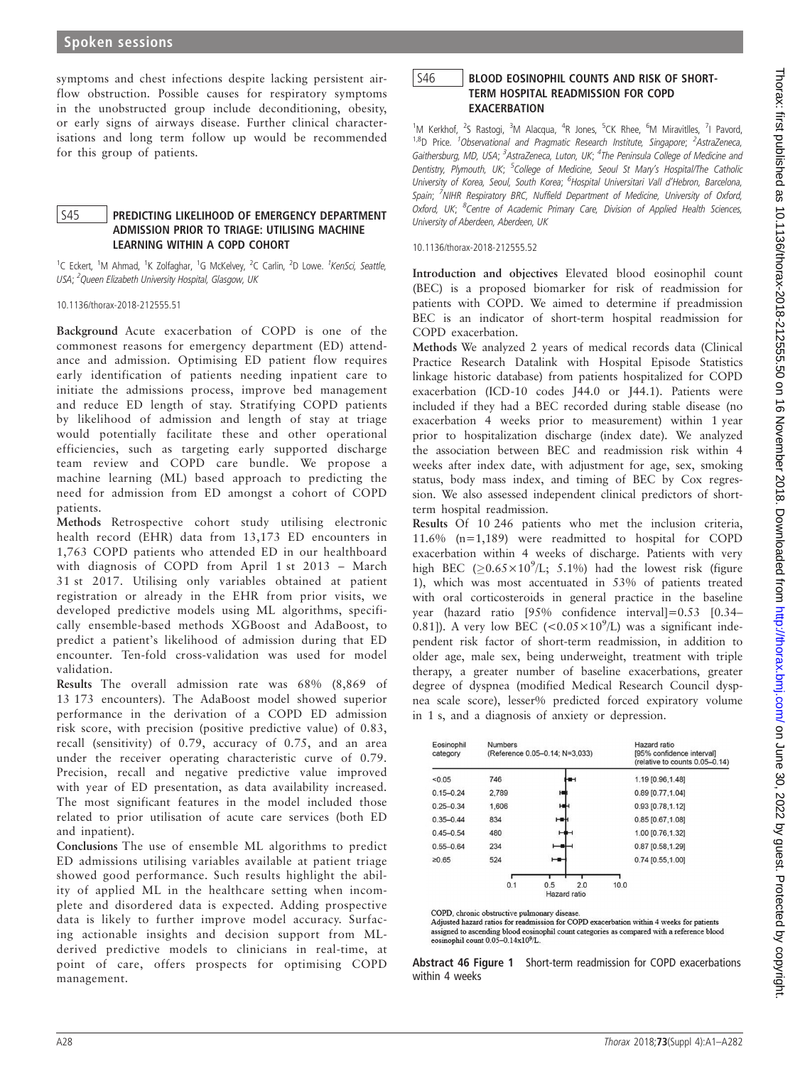symptoms and chest infections despite lacking persistent airflow obstruction. Possible causes for respiratory symptoms in the unobstructed group include deconditioning, obesity, or early signs of airways disease. Further clinical characterisations and long term follow up would be recommended for this group of patients.

## S45 PREDICTING LIKELIHOOD OF EMERGENCY DEPARTMENT ADMISSION PRIOR TO TRIAGE: UTILISING MACHINE LEARNING WITHIN A COPD COHORT

[1]C Eckert, [1]M Ahmad, [1]K Zolfaghar, [1]G McKelvey, [2]C Carlin, [2]D Lowe. [1]*KenSci, Seattle, USA*; [2]*Queen Elizabeth University Hospital, Glasgow, UK*

10.1136/thorax-2018-212555.51

**Background** Acute exacerbation of COPD is one of the commonest reasons for emergency department (ED) attendance and admission. Optimising ED patient flow requires early identification of patients needing inpatient care to initiate the admissions process, improve bed management and reduce ED length of stay. Stratifying COPD patients by likelihood of admission and length of stay at triage would potentially facilitate these and other operational efficiencies, such as targeting early supported discharge team review and COPD care bundle. We propose a machine learning (ML) based approach to predicting the need for admission from ED amongst a cohort of COPD patients.

**Methods** Retrospective cohort study utilising electronic health record (EHR) data from 13,173 ED encounters in 1,763 COPD patients who attended ED in our healthboard with diagnosis of COPD from April 1 st 2013 – March 31 st 2017. Utilising only variables obtained at patient registration or already in the EHR from prior visits, we developed predictive models using ML algorithms, specifically ensemble-based methods XGBoost and AdaBoost, to predict a patient's likelihood of admission during that ED encounter. Ten-fold cross-validation was used for model validation.

**Results** The overall admission rate was 68% (8,869 of 13 173 encounters). The AdaBoost model showed superior performance in the derivation of a COPD ED admission risk score, with precision (positive predictive value) of 0.83, recall (sensitivity) of 0.79, accuracy of 0.75, and an area under the receiver operating characteristic curve of 0.79. Precision, recall and negative predictive value improved with year of ED presentation, as data availability increased. The most significant features in the model included those related to prior utilisation of acute care services (both ED and inpatient).

**Conclusions** The use of ensemble ML algorithms to predict ED admissions utilising variables available at patient triage showed good performance. Such results highlight the ability of applied ML in the healthcare setting when incomplete and disordered data is expected. Adding prospective data is likely to further improve model accuracy. Surfacing actionable insights and decision support from ML-derived predictive models to clinicians in real-time, at point of care, offers prospects for optimising COPD management.

## S46 BLOOD EOSINOPHIL COUNTS AND RISK OF SHORT-TERM HOSPITAL READMISSION FOR COPD EXACERBATION

[1]M Kerkhof, [2]S Rastogi, [3]M Alacqua, [4]R Jones, [5]CK Rhee, [6]M Miravitlles, [7]I Pavord, [1,8]D Price. [1]*Observational and Pragmatic Research Institute, Singapore*; [2]*AstraZeneca, Gaithersburg, MD, USA*; [3]*AstraZeneca, Luton, UK*; [4]*The Peninsula College of Medicine and Dentistry, Plymouth, UK*; [5]*College of Medicine, Seoul St Mary's Hospital/The Catholic University of Korea, Seoul, South Korea*; [6]*Hospital Universitari Vall d'Hebron, Barcelona, Spain*; [7]*NIHR Respiratory BRC, Nuffield Department of Medicine, University of Oxford, Oxford, UK*; [8]*Centre of Academic Primary Care, Division of Applied Health Sciences, University of Aberdeen, Aberdeen, UK*

10.1136/thorax-2018-212555.52

**Introduction and objectives** Elevated blood eosinophil count (BEC) is a proposed biomarker for risk of readmission for patients with COPD. We aimed to determine if preadmission BEC is an indicator of short-term hospital readmission for COPD exacerbation.

**Methods** We analyzed 2 years of medical records data (Clinical Practice Research Datalink with Hospital Episode Statistics linkage historic database) from patients hospitalized for COPD exacerbation (ICD-10 codes J44.0 or J44.1). Patients were included if they had a BEC recorded during stable disease (no exacerbation 4 weeks prior to measurement) within 1 year prior to hospitalization discharge (index date). We analyzed the association between BEC and readmission risk within 4 weeks after index date, with adjustment for age, sex, smoking status, body mass index, and timing of BEC by Cox regression. We also assessed independent clinical predictors of short-term hospital readmission.

**Results** Of 10 246 patients who met the inclusion criteria, 11.6% (n=1,189) were readmitted to hospital for COPD exacerbation within 4 weeks of discharge. Patients with very high BEC ($\geq 0.65\times10^9$/L; 5.1%) had the lowest risk (figure 1), which was most accentuated in 53% of patients treated with oral corticosteroids in general practice in the baseline year (hazard ratio [95% confidence interval]=0.53 [0.34–0.81]). A very low BEC ($<0.05\times10^9$/L) was a significant independent risk factor of short-term readmission, in addition to older age, male sex, being underweight, treatment with triple therapy, a greater number of baseline exacerbations, greater degree of dyspnea (modified Medical Research Council dyspnea scale score), lesser% predicted forced expiratory volume in 1 s, and a diagnosis of anxiety or depression.

Eosinophil category
Numbers (Reference 0.05–0.14; N=3,033)
Hazard ratio [95% confidence interval] (relative to counts 0.05–0.14)

<0.05 746 1.19 [0.96,1.48]
0.15–0.24 2,789 0.89 [0.77,1.04]
0.25–0.34 1,606 0.93 [0.78,1.12]
0.35–0.44 834 0.85 [0.67,1.08]
0.45–0.54 480 1.00 [0.76,1.32]
0.55–0.64 234 0.87 [0.58,1.29]
≥0.65 524 0.74 [0.55,1.00]

0.1 0.5 2.0 10.0
Hazard ratio

COPD, chronic obstructive pulmonary disease.
Adjusted hazard ratios for readmission for COPD exacerbation within 4 weeks for patients assigned to ascending blood eosinophil count categories as compared with a reference blood eosinophil count 0.05–0.14x10$^9$/L.

**Abstract 46 Figure 1** Short-term readmission for COPD exacerbations within 4 weeks